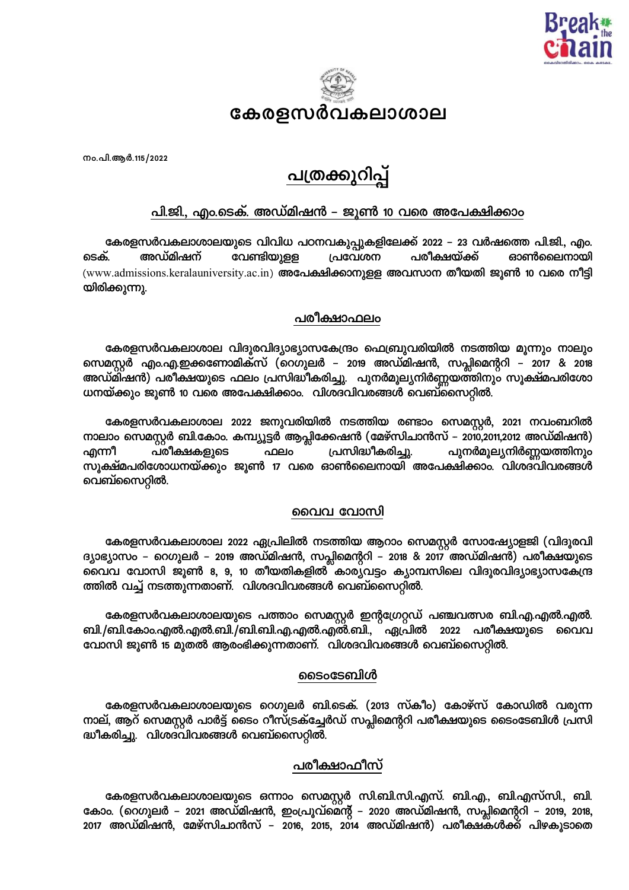# കേരളസർവകലാശാല

നം.പി.ആർ.115/2022

## പത്രക്കുറിപ്പ്

### പി.ജി., എം.ടെക്. അഡ്മിഷൻ – ജൂൺ 10 വരെ അപേക്ഷിക്കാം

കേരളസർവകലാശാലയുടെ വിവിധ പഠനവകുപ്പുകളിലേക്ക് 2022 – 23 വർഷത്തെ പി.ജി., എം. ടെക്. അഡ്മിഷന് വേണ്ടിയുളള പ്രവേശന പരീക്ഷയ്ക്ക് ഓൺലൈനായി (www.admissions.keralauniversity.ac.in) അപേക്ഷിക്കാനുളള അവസാന തീയതി ജൂൺ 10 വരെ നീട്ടിയിരിക്കുന്നു.

### പരീക്ഷാഫലം

കേരളസർവകലാശാല വിദൂരവിദ്യാഭ്യാസകേന്ദ്രം ഫെബ്രുവരിയിൽ നടത്തിയ മൂന്നും നാലും സെമസ്റ്റർ എം.എ.ഇക്കണോമിക്സ് (റെഗുലർ – 2019 അഡ്മിഷൻ, സപ്ലിമെന്ററി – 2017 & 2018 അഡ്മിഷൻ) പരീക്ഷയുടെ ഫലം പ്രസിദ്ധീകരിച്ചു. പുനർമൂല്യനിർണ്ണയത്തിനും സൂക്ഷ്മപരിശോധനയ്ക്കും ജൂൺ 10 വരെ അപേക്ഷിക്കാം. വിശദവിവരങ്ങൾ വെബ്സൈറ്റിൽ.

കേരളസർവകലാശാല 2022 ജനുവരിയിൽ നടത്തിയ രണ്ടാം സെമസ്റ്റർ, 2021 നവംബറിൽ നാലാം സെമസ്റ്റർ ബി.കോം. കമ്പ്യൂട്ടർ ആപ്ലിക്കേഷൻ (മേഴ്സിചാൻസ് – 2010,2011,2012 അഡ്മിഷൻ) എന്നീ പരീക്ഷകളുടെ ഫലം പ്രസിദ്ധീകരിച്ചു. പുനർമൂല്യനിർണ്ണയത്തിനും സൂക്ഷ്മപരിശോധനയ്ക്കും ജൂൺ 17 വരെ ഓൺലൈനായി അപേക്ഷിക്കാം. വിശദവിവരങ്ങൾ വെബ്സൈറ്റിൽ.

### വൈവ വോസി

കേരളസർവകലാശാല 2022 ഏപ്രിലിൽ നടത്തിയ ആറാം സെമസ്റ്റർ സോഷ്യോളജി (വിദൂരവിദ്യാഭ്യാസം – റെഗുലർ – 2019 അഡ്മിഷൻ, സപ്ലിമെന്ററി – 2018 & 2017 അഡ്മിഷൻ) പരീക്ഷയുടെ വൈവ വോസി ജൂൺ 8, 9, 10 തീയതികളിൽ കാര്യവട്ടം ക്യാമ്പസിലെ വിദൂരവിദ്യാഭ്യാസകേന്ദ്രത്തിൽ വച്ച് നടത്തുന്നതാണ്. വിശദവിവരങ്ങൾ വെബ്സൈറ്റിൽ.

കേരളസർവകലാശാലയുടെ പത്താം സെമസ്റ്റർ ഇന്റഗ്രേറ്റഡ് പഞ്ചവത്സര ബി.എ.എൽ.എൽ.ബി./ബി.കോം.എൽ.എൽ.ബി./ബി.ബി.എ.എൽ.എൽ.ബി., ഏപ്രിൽ 2022 പരീക്ഷയുടെ വൈവ വോസി ജൂൺ 15 മുതൽ ആരംഭിക്കുന്നതാണ്. വിശദവിവരങ്ങൾ വെബ്സൈറ്റിൽ.

### ടൈംടേബിൾ

കേരളസർവകലാശാലയുടെ റെഗുലർ ബി.ടെക്. (2013 സ്കീം) കോഴ്സ് കോഡിൽ വരുന്ന നാല്, ആറ് സെമസ്റ്റർ പാർട്ട് ടൈം റീസ്ട്രക്ച്വേർഡ് സപ്ലിമെന്ററി പരീക്ഷയുടെ ടൈംടേബിൾ പ്രസിദ്ധീകരിച്ചു. വിശദവിവരങ്ങൾ വെബ്സൈറ്റിൽ.

### പരീക്ഷാഫീസ്

കേരളസർവകലാശാലയുടെ ഒന്നാം സെമസ്റ്റർ സി.ബി.സി.എസ്. ബി.എ., ബി.എസ്സി., ബി.കോം. (റെഗുലർ – 2021 അഡ്മിഷൻ, ഇംപ്രൂവ്മെന്റ് – 2020 അഡ്മിഷൻ, സപ്ലിമെന്ററി – 2019, 2018, 2017 അഡ്മിഷൻ, മേഴ്സിചാൻസ് – 2016, 2015, 2014 അഡ്മിഷൻ) പരീക്ഷകൾക്ക് പിഴകൂടാതെ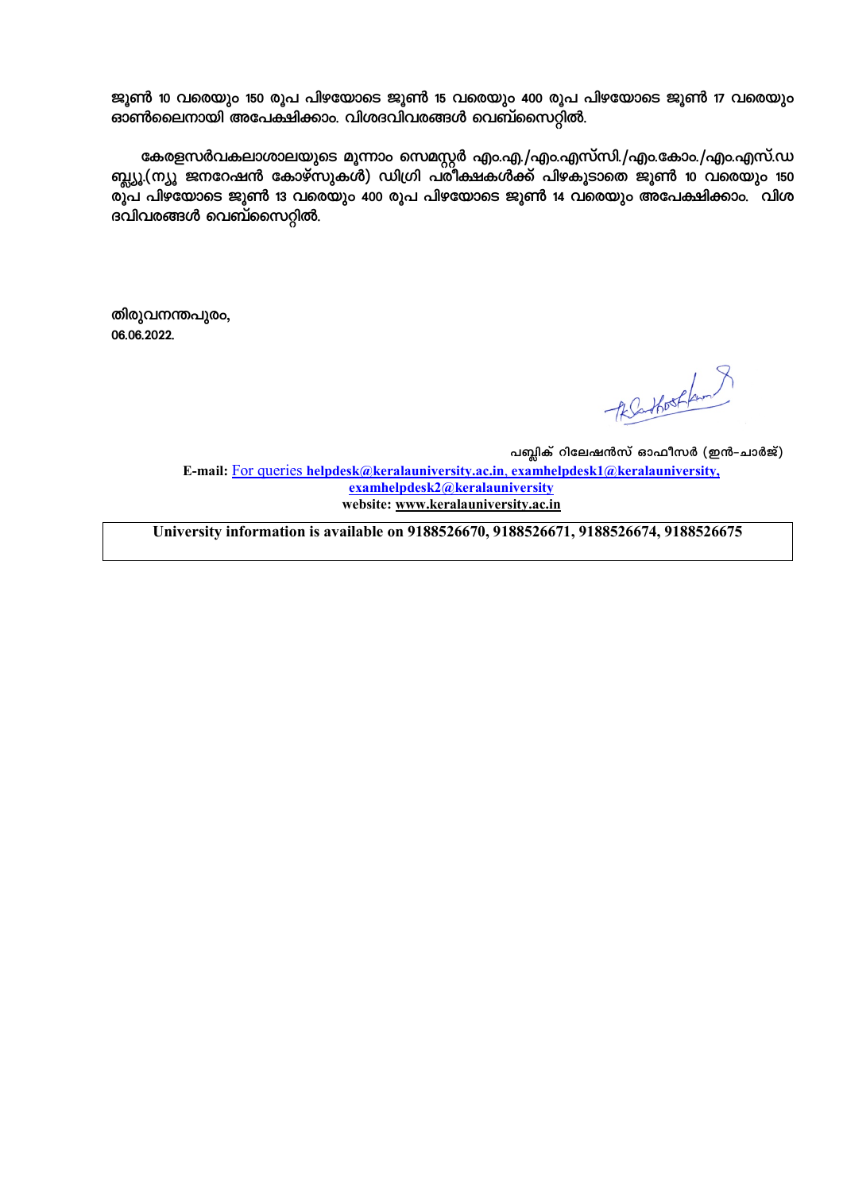**ജൂൺ 10 വരെയും 150 രൂപ പിഴയോടെ ജൂൺ 15 വരെയും 400 രൂപ പിഴയോടെ ജൂൺ 17 വരെയും ഓൺലൈനായി അപേക്ഷിക്കാം. വിശദവിവരങ്ങൾ വെബ്സൈറ്റിൽ.**

**കേരളസർവകലാശാലയുടെ മൂന്നാം സെമസ്റ്റർ എം.എ./എം.എസ്സി./എം.കോം./എം.എസ്.ഡബ്ല്യൂ.(ന്യൂ ജനറേഷൻ കോഴ്സുകൾ) ഡിഗ്രി പരീക്ഷകൾക്ക് പിഴകൂടാതെ ജൂൺ 10 വരെയും 150 രൂപ പിഴയോടെ ജൂൺ 13 വരെയും 400 രൂപ പിഴയോടെ ജൂൺ 14 വരെയും അപേക്ഷിക്കാം. വിശദവിവരങ്ങൾ വെബ്സൈറ്റിൽ.**

**തിരുവനന്തപുരം,**
**06.06.2022.**

**പബ്ലിക് റിലേഷൻസ് ഓഫീസർ (ഇൻ-ചാർജ്)**

**E-mail:** For queries **helpdesk@keralauniversity.ac.in, examhelpdesk1@keralauniversity, examhelpdesk2@keralauniversity**
**website: www.keralauniversity.ac.in**

**University information is available on 9188526670, 9188526671, 9188526674, 9188526675**